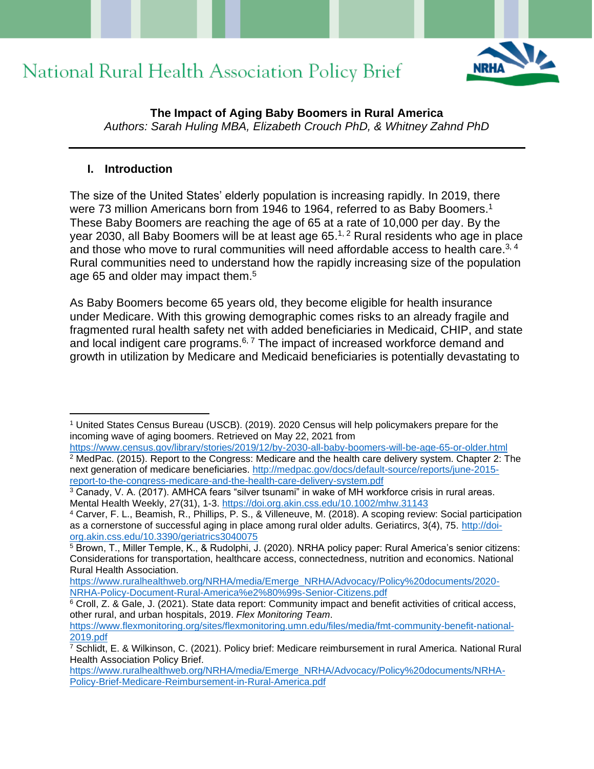# National Rural Health Association Policy Brief

## The Impact of Aging Baby Boomers in Rural America

*Authors: Sarah Huling MBA, Elizabeth Crouch PhD, & Whitney Zahnd PhD*

### I. Introduction

The size of the United States' elderly population is increasing rapidly. In 2019, there were 73 million Americans born from 1946 to 1964, referred to as Baby Boomers.[1] These Baby Boomers are reaching the age of 65 at a rate of 10,000 per day. By the year 2030, all Baby Boomers will be at least age 65.[1, 2] Rural residents who age in place and those who move to rural communities will need affordable access to health care.[3, 4] Rural communities need to understand how the rapidly increasing size of the population age 65 and older may impact them.[5]

As Baby Boomers become 65 years old, they become eligible for health insurance under Medicare. With this growing demographic comes risks to an already fragile and fragmented rural health safety net with added beneficiaries in Medicaid, CHIP, and state and local indigent care programs.[6, 7] The impact of increased workforce demand and growth in utilization by Medicare and Medicaid beneficiaries is potentially devastating to

---

[1] United States Census Bureau (USCB). (2019). 2020 Census will help policymakers prepare for the incoming wave of aging boomers. Retrieved on May 22, 2021 from https://www.census.gov/library/stories/2019/12/by-2030-all-baby-boomers-will-be-age-65-or-older.html

[2] MedPac. (2015). Report to the Congress: Medicare and the health care delivery system. Chapter 2: The next generation of medicare beneficiaries. http://medpac.gov/docs/default-source/reports/june-2015-report-to-the-congress-medicare-and-the-health-care-delivery-system.pdf

[3] Canady, V. A. (2017). AMHCA fears "silver tsunami" in wake of MH workforce crisis in rural areas. Mental Health Weekly, 27(31), 1-3. https://doi.org.akin.css.edu/10.1002/mhw.31143

[4] Carver, F. L., Beamish, R., Phillips, P. S., & Villeneuve, M. (2018). A scoping review: Social participation as a cornerstone of successful aging in place among rural older adults. Geriatircs, 3(4), 75. http://doi-org.akin.css.edu/10.3390/geriatrics3040075

[5] Brown, T., Miller Temple, K., & Rudolphi, J. (2020). NRHA policy paper: Rural America's senior citizens: Considerations for transportation, healthcare access, connectedness, nutrition and economics. National Rural Health Association. https://www.ruralhealthweb.org/NRHA/media/Emerge_NRHA/Advocacy/Policy%20documents/2020-NRHA-Policy-Document-Rural-America%e2%80%99s-Senior-Citizens.pdf

[6] Croll, Z. & Gale, J. (2021). State data report: Community impact and benefit activities of critical access, other rural, and urban hospitals, 2019. *Flex Monitoring Team*. https://www.flexmonitoring.org/sites/flexmonitoring.umn.edu/files/media/fmt-community-benefit-national-2019.pdf

[7] Schlidt, E. & Wilkinson, C. (2021). Policy brief: Medicare reimbursement in rural America. National Rural Health Association Policy Brief. https://www.ruralhealthweb.org/NRHA/media/Emerge_NRHA/Advocacy/Policy%20documents/NRHA-Policy-Brief-Medicare-Reimbursement-in-Rural-America.pdf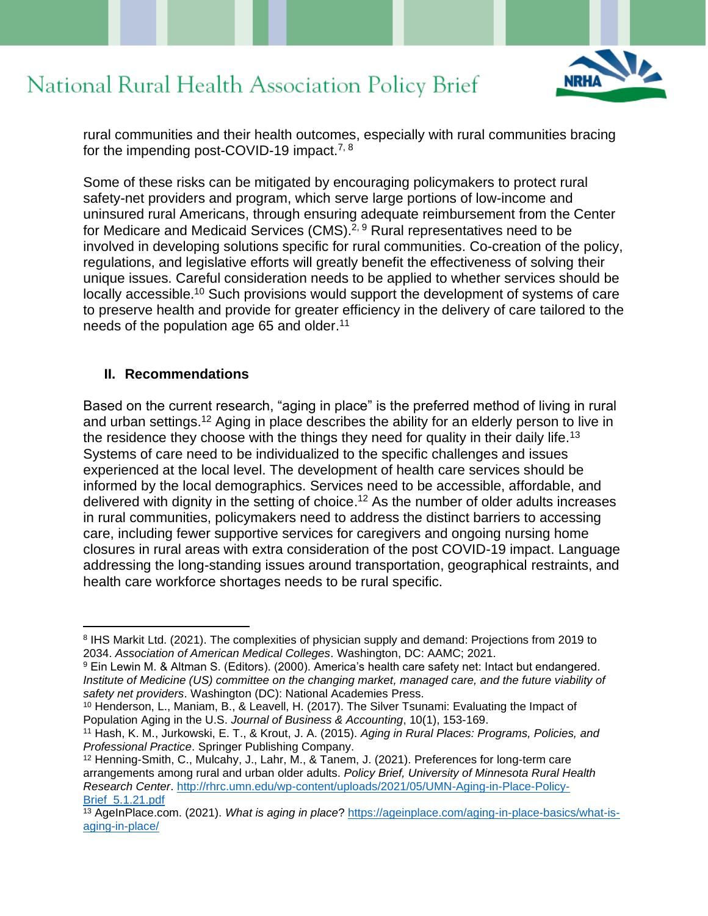rural communities and their health outcomes, especially with rural communities bracing for the impending post-COVID-19 impact.[7, 8]

Some of these risks can be mitigated by encouraging policymakers to protect rural safety-net providers and program, which serve large portions of low-income and uninsured rural Americans, through ensuring adequate reimbursement from the Center for Medicare and Medicaid Services (CMS).[2, 9] Rural representatives need to be involved in developing solutions specific for rural communities. Co-creation of the policy, regulations, and legislative efforts will greatly benefit the effectiveness of solving their unique issues. Careful consideration needs to be applied to whether services should be locally accessible.[10] Such provisions would support the development of systems of care to preserve health and provide for greater efficiency in the delivery of care tailored to the needs of the population age 65 and older.[11]

## II. Recommendations

Based on the current research, "aging in place" is the preferred method of living in rural and urban settings.[12] Aging in place describes the ability for an elderly person to live in the residence they choose with the things they need for quality in their daily life.[13] Systems of care need to be individualized to the specific challenges and issues experienced at the local level. The development of health care services should be informed by the local demographics. Services need to be accessible, affordable, and delivered with dignity in the setting of choice.[12] As the number of older adults increases in rural communities, policymakers need to address the distinct barriers to accessing care, including fewer supportive services for caregivers and ongoing nursing home closures in rural areas with extra consideration of the post COVID-19 impact. Language addressing the long-standing issues around transportation, geographical restraints, and health care workforce shortages needs to be rural specific.

---

[8] IHS Markit Ltd. (2021). The complexities of physician supply and demand: Projections from 2019 to 2034. *Association of American Medical Colleges*. Washington, DC: AAMC; 2021.

[9] Ein Lewin M. & Altman S. (Editors). (2000). America's health care safety net: Intact but endangered. *Institute of Medicine (US) committee on the changing market, managed care, and the future viability of safety net providers*. Washington (DC): National Academies Press.

[10] Henderson, L., Maniam, B., & Leavell, H. (2017). The Silver Tsunami: Evaluating the Impact of Population Aging in the U.S. *Journal of Business & Accounting*, 10(1), 153-169.

[11] Hash, K. M., Jurkowski, E. T., & Krout, J. A. (2015). *Aging in Rural Places: Programs, Policies, and Professional Practice*. Springer Publishing Company.

[12] Henning-Smith, C., Mulcahy, J., Lahr, M., & Tanem, J. (2021). Preferences for long-term care arrangements among rural and urban older adults. *Policy Brief, University of Minnesota Rural Health Research Center*. http://rhrc.umn.edu/wp-content/uploads/2021/05/UMN-Aging-in-Place-Policy-Brief_5.1.21.pdf

[13] AgeInPlace.com. (2021). *What is aging in place*? https://ageinplace.com/aging-in-place-basics/what-is-aging-in-place/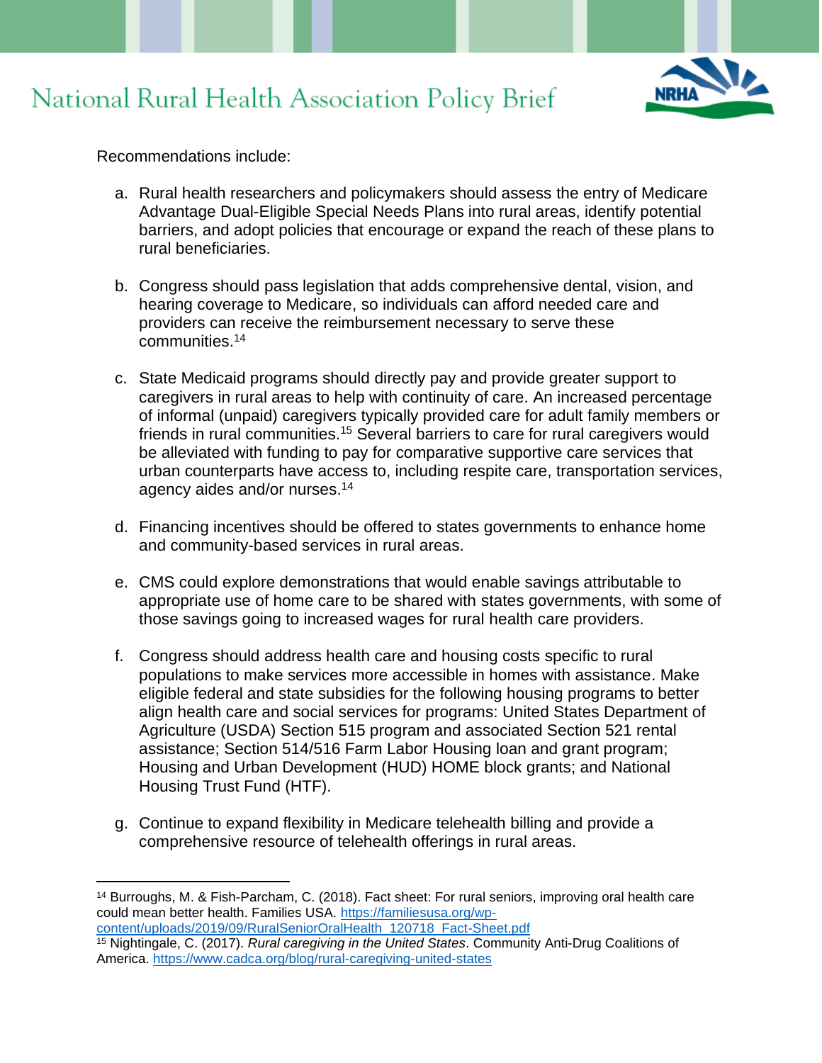Recommendations include:

a. Rural health researchers and policymakers should assess the entry of Medicare Advantage Dual-Eligible Special Needs Plans into rural areas, identify potential barriers, and adopt policies that encourage or expand the reach of these plans to rural beneficiaries.

b. Congress should pass legislation that adds comprehensive dental, vision, and hearing coverage to Medicare, so individuals can afford needed care and providers can receive the reimbursement necessary to serve these communities.[14]

c. State Medicaid programs should directly pay and provide greater support to caregivers in rural areas to help with continuity of care. An increased percentage of informal (unpaid) caregivers typically provided care for adult family members or friends in rural communities.[15] Several barriers to care for rural caregivers would be alleviated with funding to pay for comparative supportive care services that urban counterparts have access to, including respite care, transportation services, agency aides and/or nurses.[14]

d. Financing incentives should be offered to states governments to enhance home and community-based services in rural areas.

e. CMS could explore demonstrations that would enable savings attributable to appropriate use of home care to be shared with states governments, with some of those savings going to increased wages for rural health care providers.

f. Congress should address health care and housing costs specific to rural populations to make services more accessible in homes with assistance. Make eligible federal and state subsidies for the following housing programs to better align health care and social services for programs: United States Department of Agriculture (USDA) Section 515 program and associated Section 521 rental assistance; Section 514/516 Farm Labor Housing loan and grant program; Housing and Urban Development (HUD) HOME block grants; and National Housing Trust Fund (HTF).

g. Continue to expand flexibility in Medicare telehealth billing and provide a comprehensive resource of telehealth offerings in rural areas.

---

[14] Burroughs, M. & Fish-Parcham, C. (2018). Fact sheet: For rural seniors, improving oral health care could mean better health. Families USA. https://familiesusa.org/wp-content/uploads/2019/09/RuralSeniorOralHealth_120718_Fact-Sheet.pdf

[15] Nightingale, C. (2017). *Rural caregiving in the United States*. Community Anti-Drug Coalitions of America. https://www.cadca.org/blog/rural-caregiving-united-states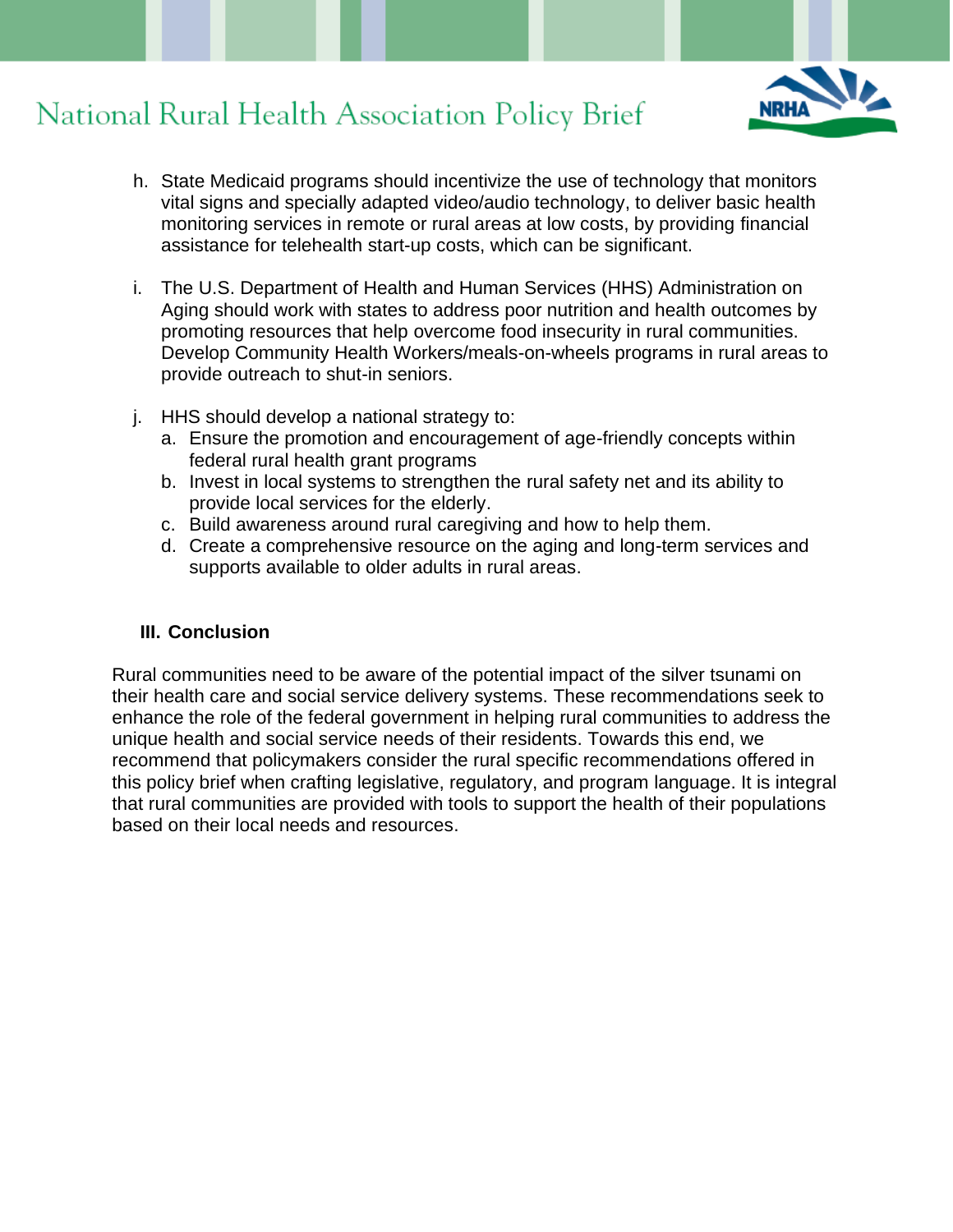h. State Medicaid programs should incentivize the use of technology that monitors vital signs and specially adapted video/audio technology, to deliver basic health monitoring services in remote or rural areas at low costs, by providing financial assistance for telehealth start-up costs, which can be significant.

i. The U.S. Department of Health and Human Services (HHS) Administration on Aging should work with states to address poor nutrition and health outcomes by promoting resources that help overcome food insecurity in rural communities. Develop Community Health Workers/meals-on-wheels programs in rural areas to provide outreach to shut-in seniors.

j. HHS should develop a national strategy to:
   a. Ensure the promotion and encouragement of age-friendly concepts within federal rural health grant programs
   b. Invest in local systems to strengthen the rural safety net and its ability to provide local services for the elderly.
   c. Build awareness around rural caregiving and how to help them.
   d. Create a comprehensive resource on the aging and long-term services and supports available to older adults in rural areas.

## III. Conclusion

Rural communities need to be aware of the potential impact of the silver tsunami on their health care and social service delivery systems. These recommendations seek to enhance the role of the federal government in helping rural communities to address the unique health and social service needs of their residents. Towards this end, we recommend that policymakers consider the rural specific recommendations offered in this policy brief when crafting legislative, regulatory, and program language. It is integral that rural communities are provided with tools to support the health of their populations based on their local needs and resources.